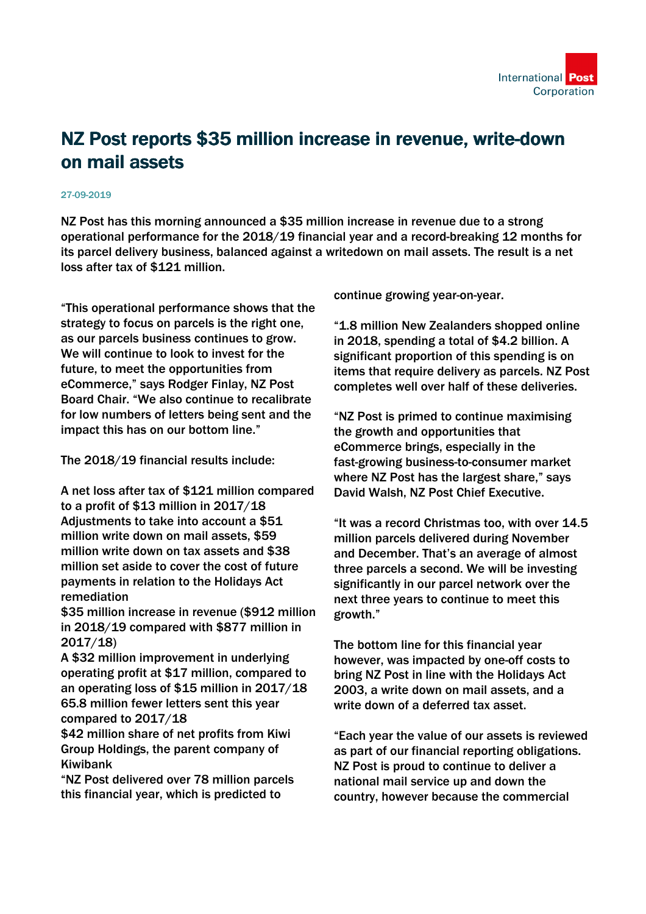International Post Corporation

# NZ Post reports $35 million increase in revenue, write-down on mail assets

27-09-2019

NZ Post has this morning announced a $35 million increase in revenue due to a strong operational performance for the 2018/19 financial year and a record-breaking 12 months for its parcel delivery business, balanced against a writedown on mail assets. The result is a net loss after tax of $121 million.

"This operational performance shows that the strategy to focus on parcels is the right one, as our parcels business continues to grow. We will continue to look to invest for the future, to meet the opportunities from eCommerce," says Rodger Finlay, NZ Post Board Chair. "We also continue to recalibrate for low numbers of letters being sent and the impact this has on our bottom line."

The 2018/19 financial results include:

A net loss after tax of $121 million compared to a profit of $13 million in 2017/18
Adjustments to take into account a $51 million write down on mail assets, $59 million write down on tax assets and $38 million set aside to cover the cost of future payments in relation to the Holidays Act remediation
$35 million increase in revenue ($912 million in 2018/19 compared with $877 million in 2017/18)
A $32 million improvement in underlying operating profit at $17 million, compared to an operating loss of $15 million in 2017/18
65.8 million fewer letters sent this year compared to 2017/18
$42 million share of net profits from Kiwi Group Holdings, the parent company of Kiwibank
"NZ Post delivered over 78 million parcels this financial year, which is predicted to continue growing year-on-year.

"1.8 million New Zealanders shopped online in 2018, spending a total of $4.2 billion. A significant proportion of this spending is on items that require delivery as parcels. NZ Post completes well over half of these deliveries.

"NZ Post is primed to continue maximising the growth and opportunities that eCommerce brings, especially in the fast-growing business-to-consumer market where NZ Post has the largest share," says David Walsh, NZ Post Chief Executive.

"It was a record Christmas too, with over 14.5 million parcels delivered during November and December. That's an average of almost three parcels a second. We will be investing significantly in our parcel network over the next three years to continue to meet this growth."

The bottom line for this financial year however, was impacted by one-off costs to bring NZ Post in line with the Holidays Act 2003, a write down on mail assets, and a write down of a deferred tax asset.

"Each year the value of our assets is reviewed as part of our financial reporting obligations. NZ Post is proud to continue to deliver a national mail service up and down the country, however because the commercial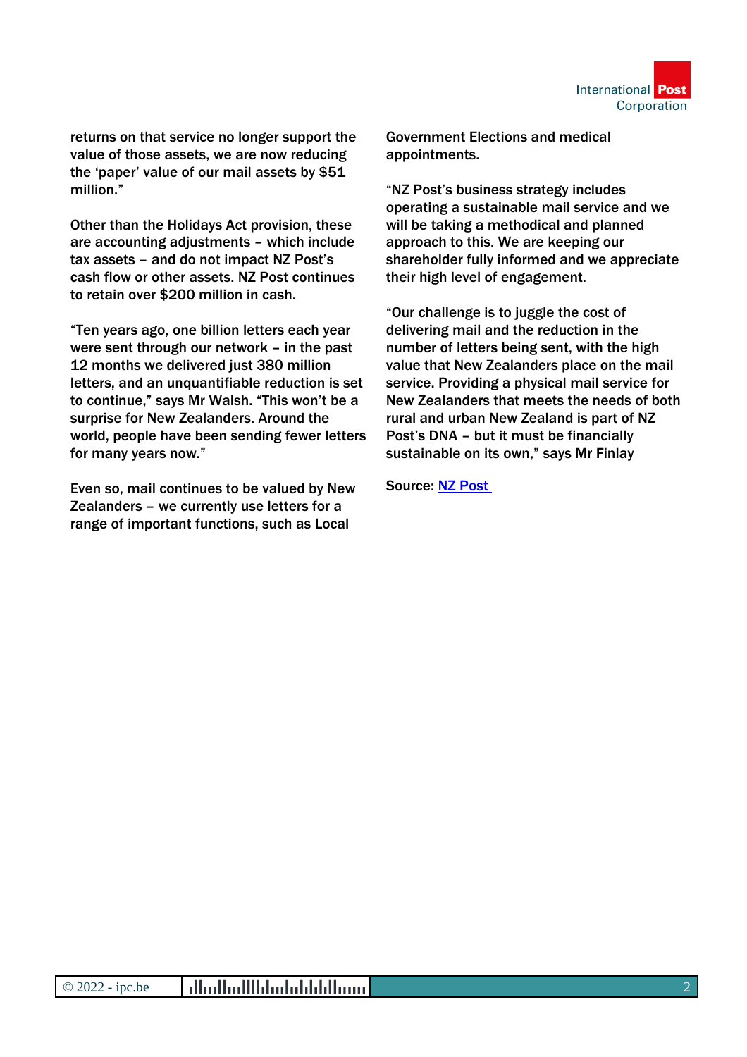returns on that service no longer support the value of those assets, we are now reducing the 'paper' value of our mail assets by $51 million."

Other than the Holidays Act provision, these are accounting adjustments – which include tax assets – and do not impact NZ Post's cash flow or other assets. NZ Post continues to retain over $200 million in cash.

"Ten years ago, one billion letters each year were sent through our network – in the past 12 months we delivered just 380 million letters, and an unquantifiable reduction is set to continue," says Mr Walsh. "This won't be a surprise for New Zealanders. Around the world, people have been sending fewer letters for many years now."

Even so, mail continues to be valued by New Zealanders – we currently use letters for a range of important functions, such as Local Government Elections and medical appointments.

"NZ Post's business strategy includes operating a sustainable mail service and we will be taking a methodical and planned approach to this. We are keeping our shareholder fully informed and we appreciate their high level of engagement.

"Our challenge is to juggle the cost of delivering mail and the reduction in the number of letters being sent, with the high value that New Zealanders place on the mail service. Providing a physical mail service for New Zealanders that meets the needs of both rural and urban New Zealand is part of NZ Post's DNA – but it must be financially sustainable on its own," says Mr Finlay

Source: NZ Post